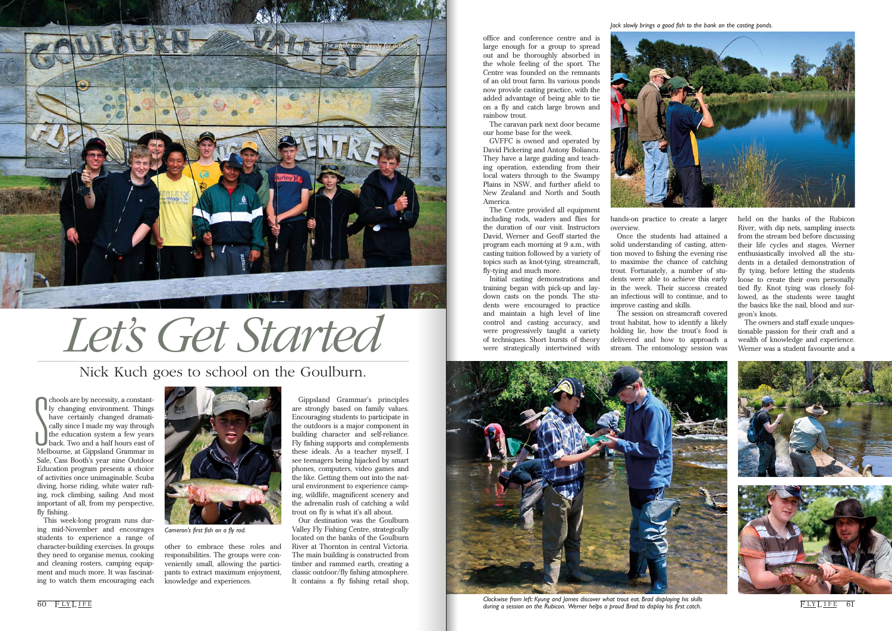*The whole team ready for action.*

# Let's Get Started

## Nick Kuch goes to school on the Goulburn.

Schools are by necessity, a constantly changing environment. Things have certainly changed dramatically since I made my way through the education system a few years back. Two and a half hours east of Melbourne, at Gippsland Grammar in Sale, Cass Booth's year nine Outdoor Education program presents a choice of activities once unimaginable. Scuba diving, horse riding, white water rafting, rock climbing, sailing. And most important of all, from my perspective, fly fishing.

This week-long program runs during mid-November and encourages students to experience a range of character-building exercises. In groups they need to organise menus, cooking and cleaning rosters, camping equipment and much more. It was fascinating to watch them encouraging each other to embrace these roles and responsibilities. The groups were conveniently small, allowing the participants to extract maximum enjoyment, knowledge and experiences.

*Cameron's first fish on a fly rod.*

Gippsland Grammar's principles are strongly based on family values. Encouraging students to participate in the outdoors is a major component in building character and self-reliance. Fly fishing supports and complements these ideals. As a teacher myself, I see teenagers being hijacked by smart phones, computers, video games and the like. Getting them out into the natural environment to experience camping, wildlife, magnificent scenery and the adrenalin rush of catching a wild trout on fly is what it's all about.

Our destination was the Goulburn Valley Fly Fishing Centre, strategically located on the banks of the Goulburn River at Thornton in central Victoria. The main building is constructed from timber and rammed earth, creating a classic outdoor/fly fishing atmosphere. It contains a fly fishing retail shop, office and conference centre and is large enough for a group to spread out and be thoroughly absorbed in the whole feeling of the sport. The Centre was founded on the remnants of an old trout farm. Its various ponds now provide casting practice, with the added advantage of being able to tie on a fly and catch large brown and rainbow trout.

The caravan park next door became our home base for the week.

GVFFC is owned and operated by David Pickering and Antony Boliancu. They have a large guiding and teaching operation, extending from their local waters through to the Swampy Plains in NSW, and further afield to New Zealand and North and South America.

The Centre provided all equipment including rods, waders and flies for the duration of our visit. Instructors David, Werner and Geoff started the program each morning at 9 a.m., with casting tuition followed by a variety of topics such as knot-tying, streamcraft, fly-tying and much more.

Initial casting demonstrations and training began with pick-up and lay-down casts on the ponds. The students were encouraged to practice and maintain a high level of line control and casting accuracy, and were progressively taught a variety of techniques. Short bursts of theory were strategically intertwined with hands-on practice to create a larger overview.

*Jack slowly brings a good fish to the bank on the casting ponds.*

Once the students had attained a solid understanding of casting, attention moved to fishing the evening rise to maximise the chance of catching trout. Fortunately, a number of students were able to achieve this early in the week. Their success created an infectious will to continue, and to improve casting and skills.

The session on streamcraft covered trout habitat, how to identify a likely holding lie, how the trout's food is delivered and how to approach a stream. The entomology session was held on the banks of the Rubicon River, with dip nets, sampling insects from the stream bed before discussing their life cycles and stages. Werner enthusiastically involved all the students in a detailed demonstration of fly tying, before letting the students loose to create their own personally tied fly. Knot tying was closely followed, as the students were taught the basics like the nail, blood and surgeon's knots.

The owners and staff exude unquestionable passion for their craft and a wealth of knowledge and experience. Werner was a student favourite and a

*Clockwise from left: Kyung and James discover what trout eat. Brad displaying his skills during a session on the Rubicon. Werner helps a proud Brad to display his first catch.*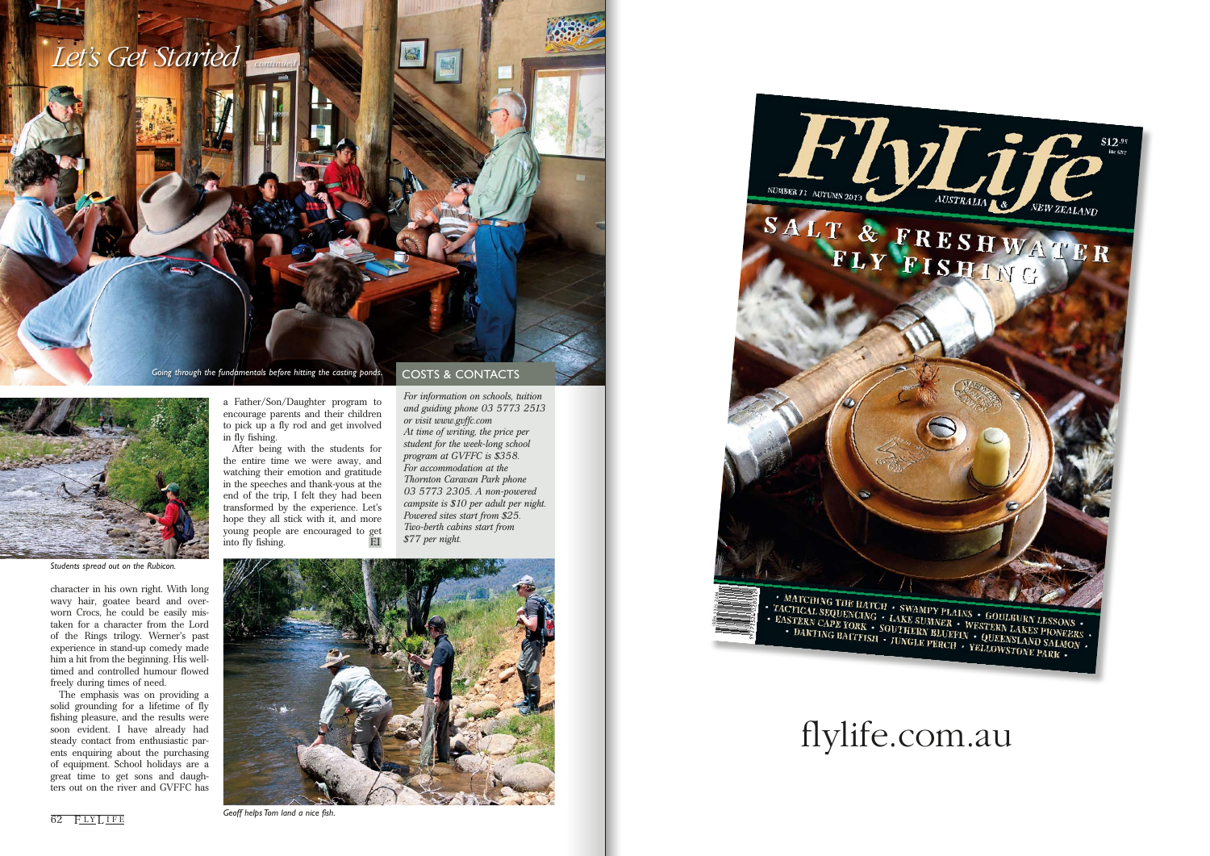## Let's Get Started *continued*

Going through the fundamentals before hitting the casting ponds.

Students spread out on the Rubicon.

character in his own right. With long wavy hair, goatee beard and overworn Crocs, he could be easily mistaken for a character from the Lord of the Rings trilogy. Werner's past experience in stand-up comedy made him a hit from the beginning. His well-timed and controlled humour flowed freely during times of need.

The emphasis was on providing a solid grounding for a lifetime of fly fishing pleasure, and the results were soon evident. I have already had steady contact from enthusiastic parents enquiring about the purchasing of equipment. School holidays are a great time to get sons and daughters out on the river and GVFFC has a Father/Son/Daughter program to encourage parents and their children to pick up a fly rod and get involved in fly fishing.

After being with the students for the entire time we were away, and watching their emotion and gratitude in the speeches and thank-yous at the end of the trip, I felt they had been transformed by the experience. Let's hope they all stick with it, and more young people are encouraged to get into fly fishing. FL

### COSTS & CONTACTS

*For information on schools, tuition and guiding phone 03 5773 2513 or visit www.gvffc.com*
*At time of writing, the price per student for the week-long school program at GVFFC is $358.*
*For accommodation at the Thornton Caravan Park phone 03 5773 2305. A non-powered campsite is $10 per adult per night. Powered sites start from $25. Two-berth cabins start from $77 per night.*

Geoff helps Tom land a nice fish.

FlyLife
NUMBER 71 AUTUMN 2013
AUSTRALIA & NEW ZEALAND
$12.95 inc GST
SALT & FRESHWATER FLY FISHING
• MATCHING THE HATCH • SWAMPY PLAINS • GOULBURN LESSONS •
• TACTICAL SEQUENCING • LAKE SUMNER • WESTERN LAKES PIONEERS •
• EASTERN CAPE YORK • SOUTHERN BLUEFIN • QUEENSLAND SALMON •
• DARTING BAITFISH • JUNGLE PERCH • YELLOWSTONE PARK •

flylife.com.au